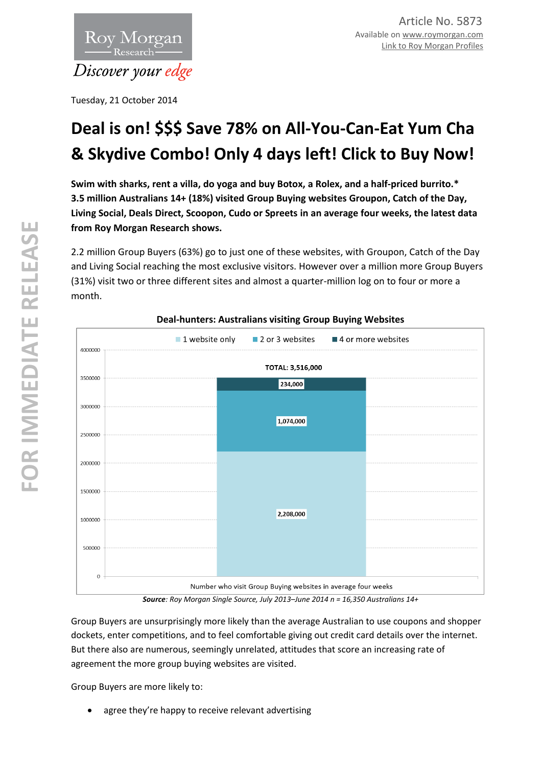Article No. 5873
Available on www.roymorgan.com
Link to Roy Morgan Profiles

Tuesday, 21 October 2014

# Deal is on! $$$ Save 78% on All-You-Can-Eat Yum Cha & Skydive Combo! Only 4 days left! Click to Buy Now!

**Swim with sharks, rent a villa, do yoga and buy Botox, a Rolex, and a half-priced burrito.* 3.5 million Australians 14+ (18%) visited Group Buying websites Groupon, Catch of the Day, Living Social, Deals Direct, Scoopon, Cudo or Spreets in an average four weeks, the latest data from Roy Morgan Research shows.**

2.2 million Group Buyers (63%) go to just one of these websites, with Groupon, Catch of the Day and Living Social reaching the most exclusive visitors. However over a million more Group Buyers (31%) visit two or three different sites and almost a quarter-million log on to four or more a month.

**Deal-hunters: Australians visiting Group Buying Websites**

| Number who visit Group Buying websites in average four weeks | |
|---|---|
| 1 website only | 2,208,000 |
| 2 or 3 websites | 1,074,000 |
| 4 or more websites | 234,000 |
| TOTAL | 3,516,000 |

***Source**: Roy Morgan Single Source, July 2013–June 2014 n = 16,350 Australians 14+*

Group Buyers are unsurprisingly more likely than the average Australian to use coupons and shopper dockets, enter competitions, and to feel comfortable giving out credit card details over the internet. But there also are numerous, seemingly unrelated, attitudes that score an increasing rate of agreement the more group buying websites are visited.

Group Buyers are more likely to:

- agree they're happy to receive relevant advertising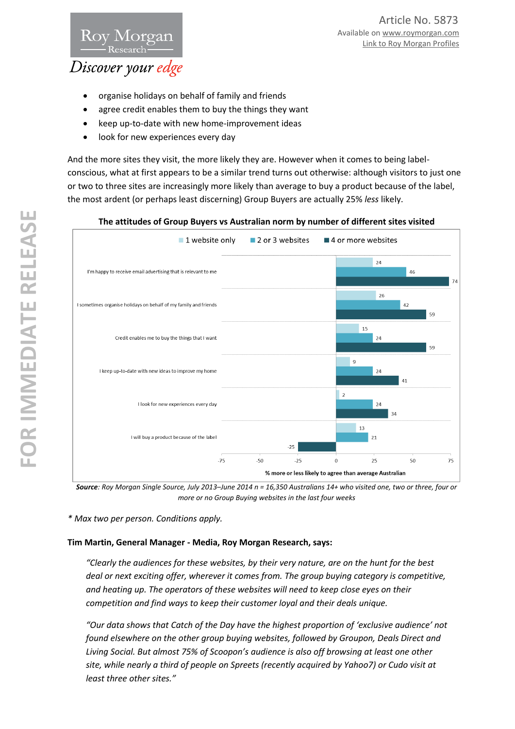- organise holidays on behalf of family and friends
- agree credit enables them to buy the things they want
- keep up-to-date with new home-improvement ideas
- look for new experiences every day

And the more sites they visit, the more likely they are. However when it comes to being label-conscious, what at first appears to be a similar trend turns out otherwise: although visitors to just one or two to three sites are increasingly more likely than average to buy a product because of the label, the most ardent (or perhaps least discerning) Group Buyers are actually 25% *less* likely.

**The attitudes of Group Buyers vs Australian norm by number of different sites visited**

| Attitude | 1 website only | 2 or 3 websites | 4 or more websites |
|---|---|---|---|
| I'm happy to receive email advertising that is relevant to me | 24 | 46 | 74 |
| I sometimes organise holidays on behalf of my family and friends | 26 | 42 | 59 |
| Credit enables me to buy the things that I want | 15 | 24 | 59 |
| I keep up-to-date with new ideas to improve my home | 9 | 24 | 41 |
| I look for new experiences every day | 2 | 24 | 34 |
| I will buy a product because of the label | 13 | 21 | -25 |

% more or less likely to agree than average Australian

***Source**: Roy Morgan Single Source, July 2013–June 2014 n = 16,350 Australians 14+ who visited one, two or three, four or more or no Group Buying websites in the last four weeks*

*\* Max two per person. Conditions apply.*

**Tim Martin, General Manager - Media, Roy Morgan Research, says:**

*"Clearly the audiences for these websites, by their very nature, are on the hunt for the best deal or next exciting offer, wherever it comes from. The group buying category is competitive, and heating up. The operators of these websites will need to keep close eyes on their competition and find ways to keep their customer loyal and their deals unique.*

*"Our data shows that Catch of the Day have the highest proportion of 'exclusive audience' not found elsewhere on the other group buying websites, followed by Groupon, Deals Direct and Living Social. But almost 75% of Scoopon's audience is also off browsing at least one other site, while nearly a third of people on Spreets (recently acquired by Yahoo7) or Cudo visit at least three other sites."*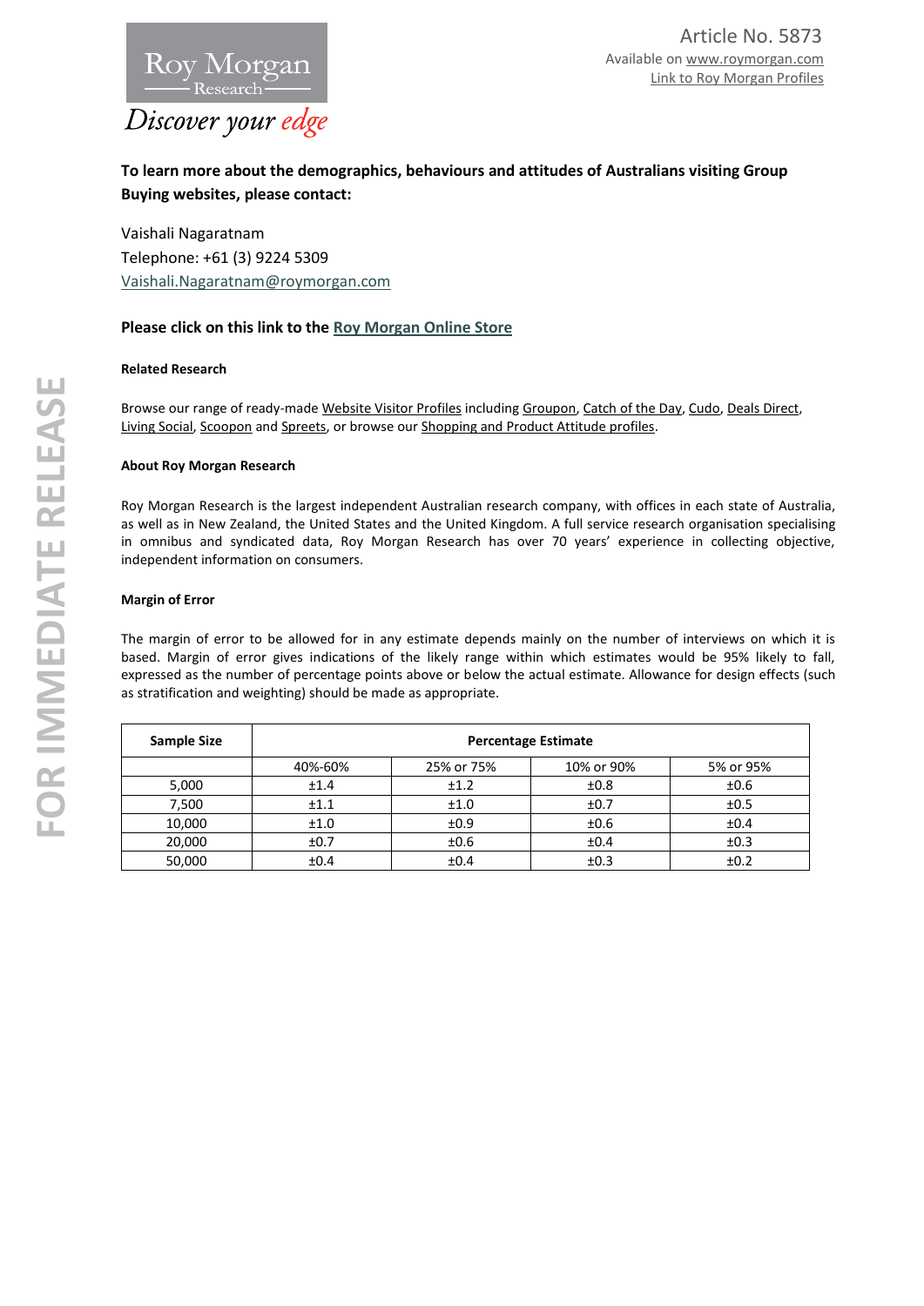Article No. 5873
Available on www.roymorgan.com
Link to Roy Morgan Profiles

**To learn more about the demographics, behaviours and attitudes of Australians visiting Group Buying websites, please contact:**

Vaishali Nagaratnam
Telephone: +61 (3) 9224 5309
Vaishali.Nagaratnam@roymorgan.com

**Please click on this link to the Roy Morgan Online Store**

**Related Research**

Browse our range of ready-made Website Visitor Profiles including Groupon, Catch of the Day, Cudo, Deals Direct, Living Social, Scoopon and Spreets, or browse our Shopping and Product Attitude profiles.

**About Roy Morgan Research**

Roy Morgan Research is the largest independent Australian research company, with offices in each state of Australia, as well as in New Zealand, the United States and the United Kingdom. A full service research organisation specialising in omnibus and syndicated data, Roy Morgan Research has over 70 years' experience in collecting objective, independent information on consumers.

**Margin of Error**

The margin of error to be allowed for in any estimate depends mainly on the number of interviews on which it is based. Margin of error gives indications of the likely range within which estimates would be 95% likely to fall, expressed as the number of percentage points above or below the actual estimate. Allowance for design effects (such as stratification and weighting) should be made as appropriate.

| Sample Size | Percentage Estimate | | | |
|---|---|---|---|---|
| | 40%-60% | 25% or 75% | 10% or 90% | 5% or 95% |
| 5,000 | ±1.4 | ±1.2 | ±0.8 | ±0.6 |
| 7,500 | ±1.1 | ±1.0 | ±0.7 | ±0.5 |
| 10,000 | ±1.0 | ±0.9 | ±0.6 | ±0.4 |
| 20,000 | ±0.7 | ±0.6 | ±0.4 | ±0.3 |
| 50,000 | ±0.4 | ±0.4 | ±0.3 | ±0.2 |